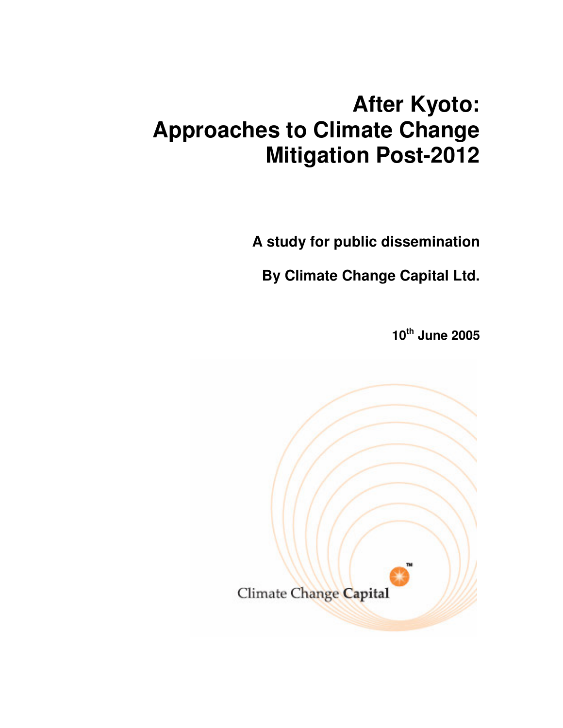# After Kyoto: Approaches to Climate Change Mitigation Post-2012

**A study for public dissemination**

**By Climate Change Capital Ltd.**

**10th June 2005**

Climate Change Capital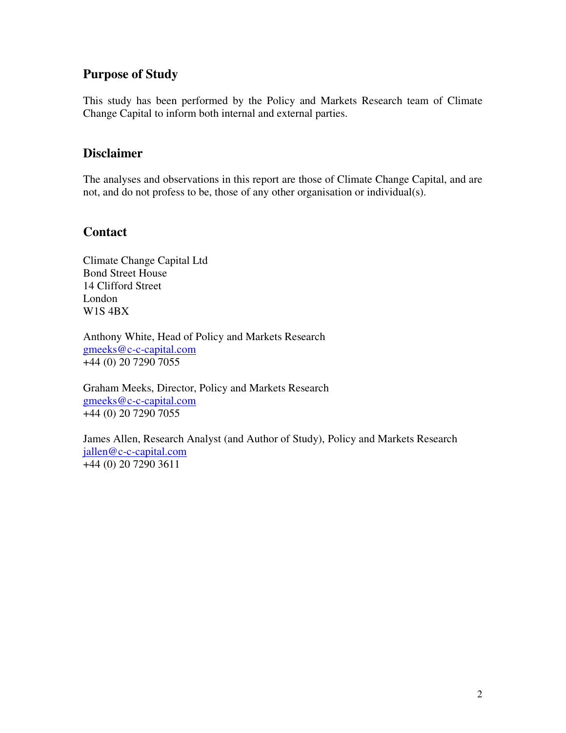## Purpose of Study

This study has been performed by the Policy and Markets Research team of Climate Change Capital to inform both internal and external parties.

## Disclaimer

The analyses and observations in this report are those of Climate Change Capital, and are not, and do not profess to be, those of any other organisation or individual(s).

## Contact

Climate Change Capital Ltd
Bond Street House
14 Clifford Street
London
W1S 4BX

Anthony White, Head of Policy and Markets Research
gmeeks@c-c-capital.com
+44 (0) 20 7290 7055

Graham Meeks, Director, Policy and Markets Research
gmeeks@c-c-capital.com
+44 (0) 20 7290 7055

James Allen, Research Analyst (and Author of Study), Policy and Markets Research
jallen@c-c-capital.com
+44 (0) 20 7290 3611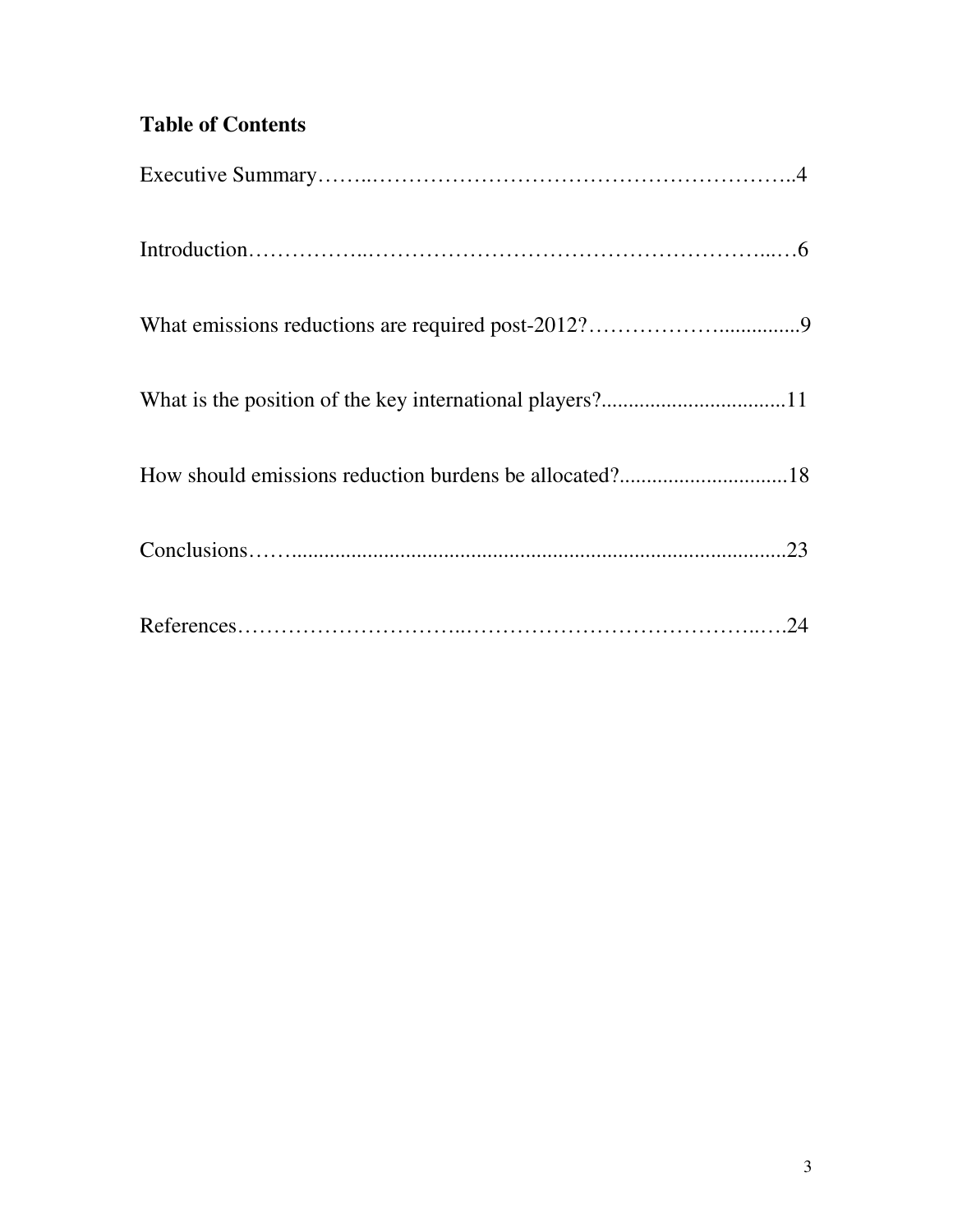## Table of Contents

Executive Summary……..…………………………………………………..4

Introduction……………..……………………………………………...…6

What emissions reductions are required post-2012?………………..............9

What is the position of the key international players?..................................11

How should emissions reduction burdens be allocated?...............................18

Conclusions……..........................................................................................23

References…………………………..……………………………………..…24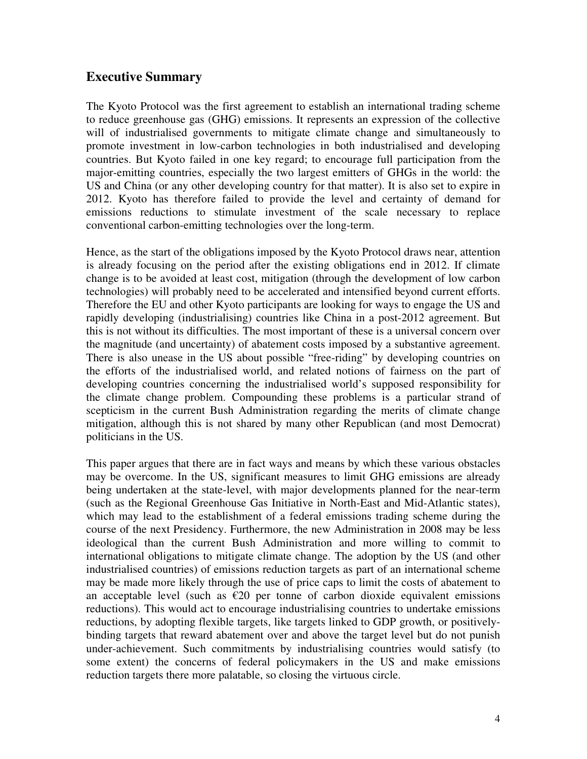## Executive Summary

The Kyoto Protocol was the first agreement to establish an international trading scheme to reduce greenhouse gas (GHG) emissions. It represents an expression of the collective will of industrialised governments to mitigate climate change and simultaneously to promote investment in low-carbon technologies in both industrialised and developing countries. But Kyoto failed in one key regard; to encourage full participation from the major-emitting countries, especially the two largest emitters of GHGs in the world: the US and China (or any other developing country for that matter). It is also set to expire in 2012. Kyoto has therefore failed to provide the level and certainty of demand for emissions reductions to stimulate investment of the scale necessary to replace conventional carbon-emitting technologies over the long-term.

Hence, as the start of the obligations imposed by the Kyoto Protocol draws near, attention is already focusing on the period after the existing obligations end in 2012. If climate change is to be avoided at least cost, mitigation (through the development of low carbon technologies) will probably need to be accelerated and intensified beyond current efforts. Therefore the EU and other Kyoto participants are looking for ways to engage the US and rapidly developing (industrialising) countries like China in a post-2012 agreement. But this is not without its difficulties. The most important of these is a universal concern over the magnitude (and uncertainty) of abatement costs imposed by a substantive agreement. There is also unease in the US about possible "free-riding" by developing countries on the efforts of the industrialised world, and related notions of fairness on the part of developing countries concerning the industrialised world's supposed responsibility for the climate change problem. Compounding these problems is a particular strand of scepticism in the current Bush Administration regarding the merits of climate change mitigation, although this is not shared by many other Republican (and most Democrat) politicians in the US.

This paper argues that there are in fact ways and means by which these various obstacles may be overcome. In the US, significant measures to limit GHG emissions are already being undertaken at the state-level, with major developments planned for the near-term (such as the Regional Greenhouse Gas Initiative in North-East and Mid-Atlantic states), which may lead to the establishment of a federal emissions trading scheme during the course of the next Presidency. Furthermore, the new Administration in 2008 may be less ideological than the current Bush Administration and more willing to commit to international obligations to mitigate climate change. The adoption by the US (and other industrialised countries) of emissions reduction targets as part of an international scheme may be made more likely through the use of price caps to limit the costs of abatement to an acceptable level (such as €20 per tonne of carbon dioxide equivalent emissions reductions). This would act to encourage industrialising countries to undertake emissions reductions, by adopting flexible targets, like targets linked to GDP growth, or positively-binding targets that reward abatement over and above the target level but do not punish under-achievement. Such commitments by industrialising countries would satisfy (to some extent) the concerns of federal policymakers in the US and make emissions reduction targets there more palatable, so closing the virtuous circle.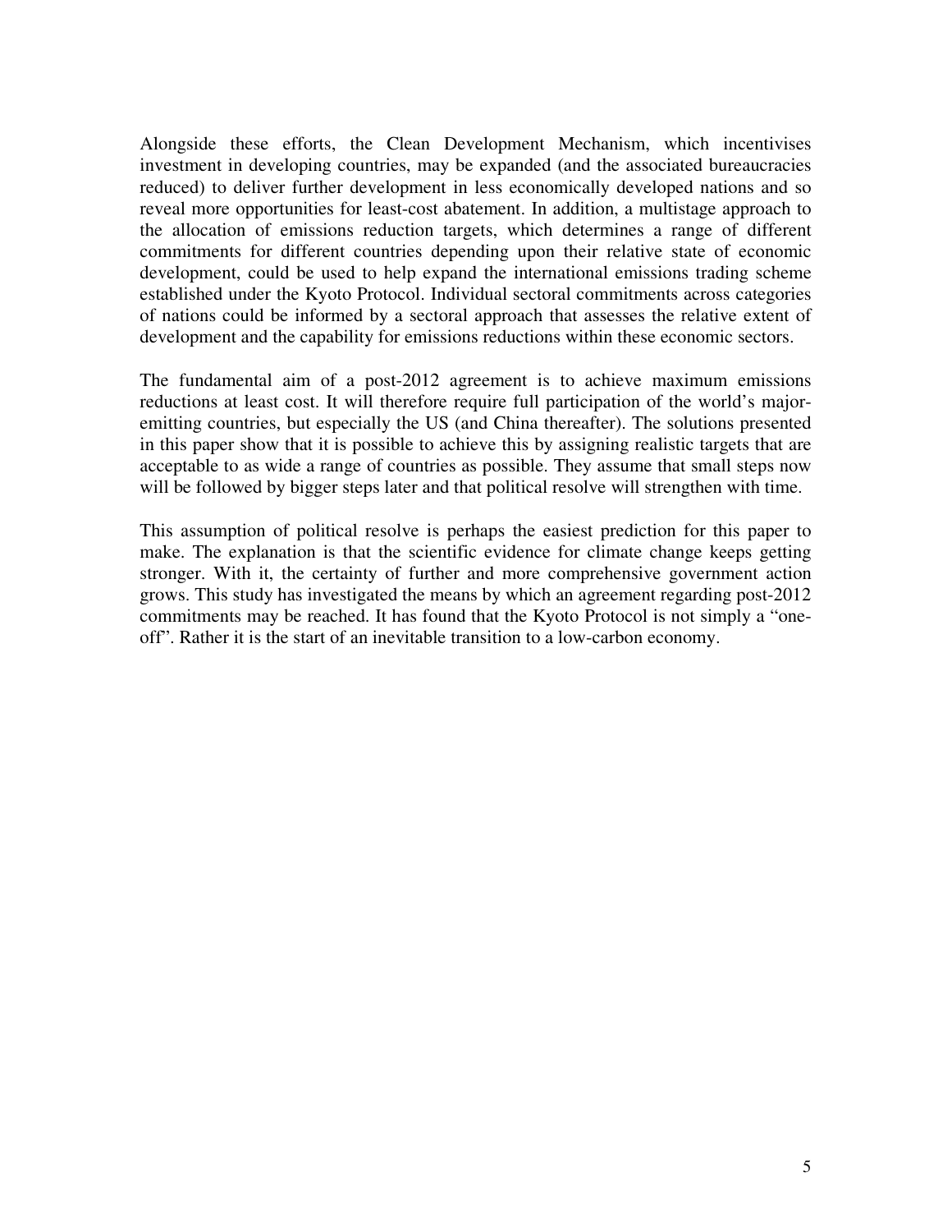Alongside these efforts, the Clean Development Mechanism, which incentivises investment in developing countries, may be expanded (and the associated bureaucracies reduced) to deliver further development in less economically developed nations and so reveal more opportunities for least-cost abatement. In addition, a multistage approach to the allocation of emissions reduction targets, which determines a range of different commitments for different countries depending upon their relative state of economic development, could be used to help expand the international emissions trading scheme established under the Kyoto Protocol. Individual sectoral commitments across categories of nations could be informed by a sectoral approach that assesses the relative extent of development and the capability for emissions reductions within these economic sectors.

The fundamental aim of a post-2012 agreement is to achieve maximum emissions reductions at least cost. It will therefore require full participation of the world's major-emitting countries, but especially the US (and China thereafter). The solutions presented in this paper show that it is possible to achieve this by assigning realistic targets that are acceptable to as wide a range of countries as possible. They assume that small steps now will be followed by bigger steps later and that political resolve will strengthen with time.

This assumption of political resolve is perhaps the easiest prediction for this paper to make. The explanation is that the scientific evidence for climate change keeps getting stronger. With it, the certainty of further and more comprehensive government action grows. This study has investigated the means by which an agreement regarding post-2012 commitments may be reached. It has found that the Kyoto Protocol is not simply a "one-off". Rather it is the start of an inevitable transition to a low-carbon economy.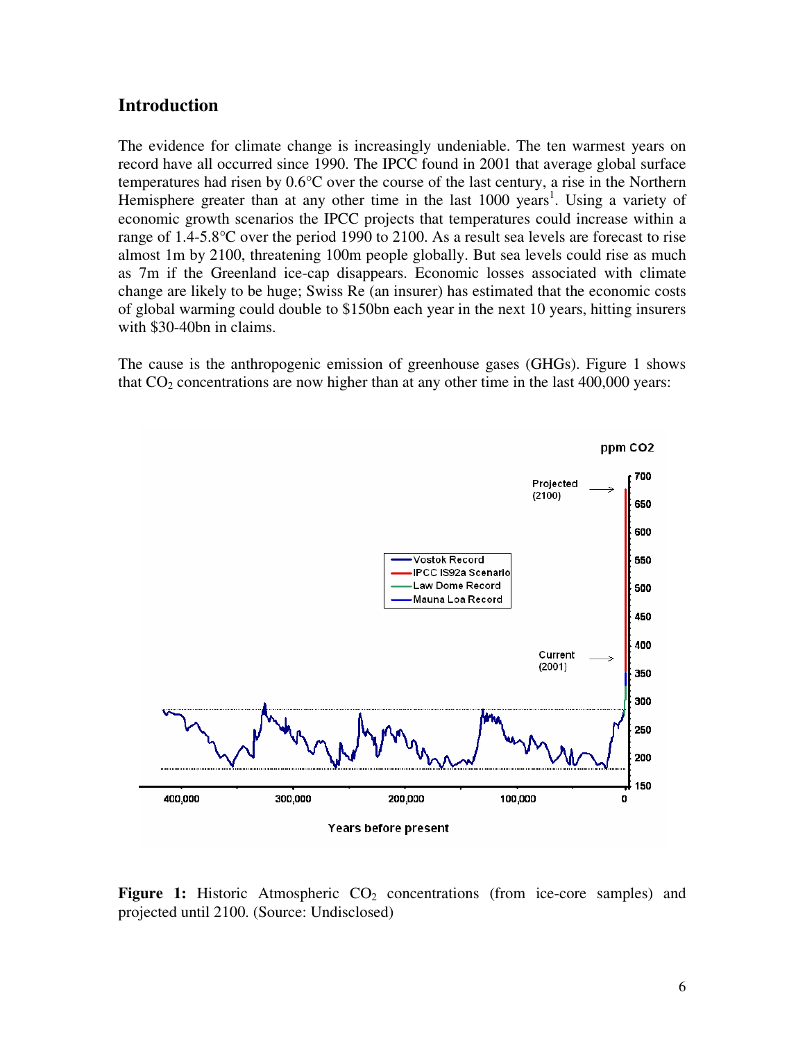## Introduction

The evidence for climate change is increasingly undeniable. The ten warmest years on record have all occurred since 1990. The IPCC found in 2001 that average global surface temperatures had risen by 0.6°C over the course of the last century, a rise in the Northern Hemisphere greater than at any other time in the last 1000 years[1]. Using a variety of economic growth scenarios the IPCC projects that temperatures could increase within a range of 1.4-5.8°C over the period 1990 to 2100. As a result sea levels are forecast to rise almost 1m by 2100, threatening 100m people globally. But sea levels could rise as much as 7m if the Greenland ice-cap disappears. Economic losses associated with climate change are likely to be huge; Swiss Re (an insurer) has estimated that the economic costs of global warming could double to $150bn each year in the next 10 years, hitting insurers with $30-40bn in claims.

The cause is the anthropogenic emission of greenhouse gases (GHGs). Figure 1 shows that $CO_2$ concentrations are now higher than at any other time in the last 400,000 years:

**Figure 1:** Historic Atmospheric $CO_2$ concentrations (from ice-core samples) and projected until 2100. (Source: Undisclosed)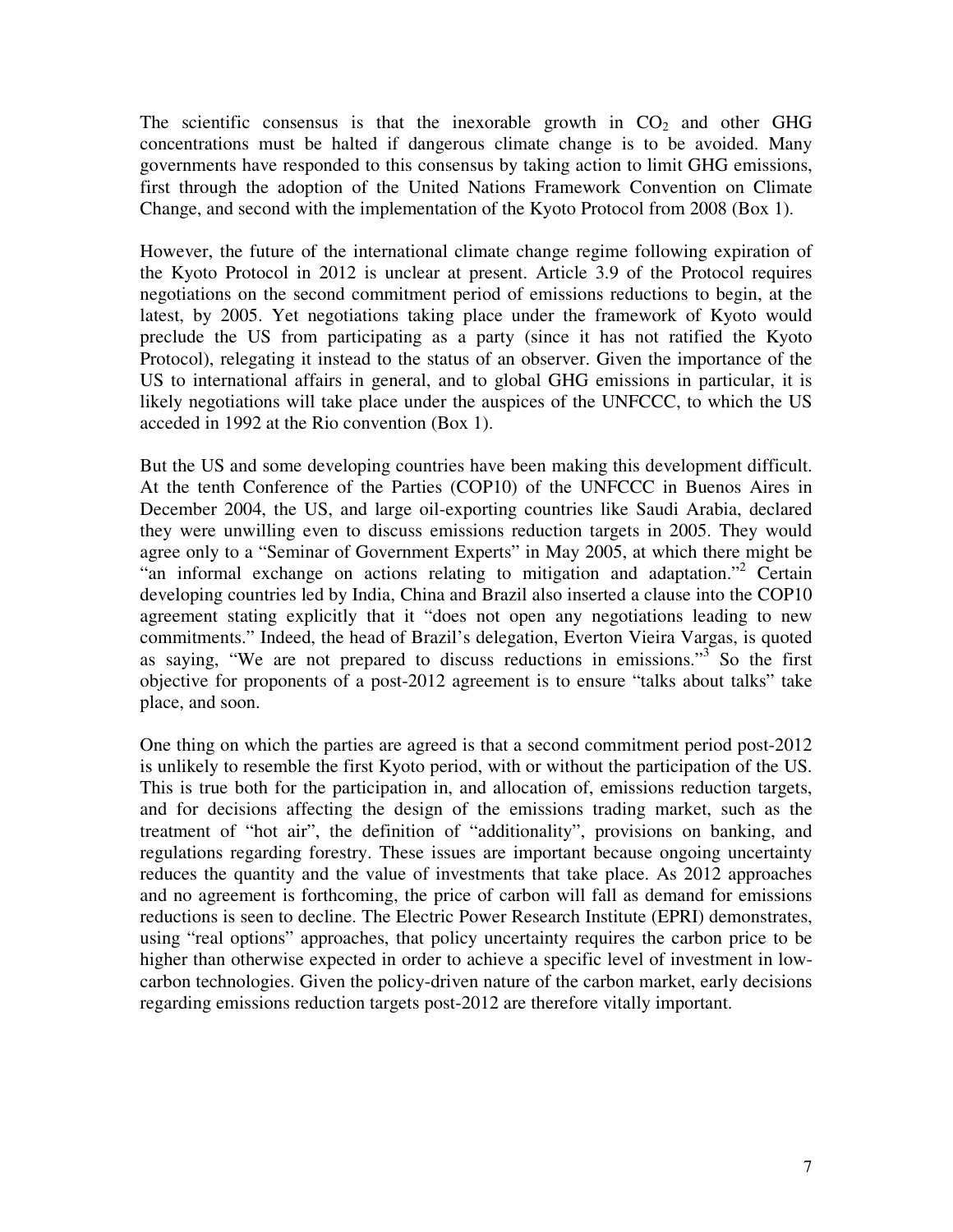The scientific consensus is that the inexorable growth in $CO_2$ and other GHG concentrations must be halted if dangerous climate change is to be avoided. Many governments have responded to this consensus by taking action to limit GHG emissions, first through the adoption of the United Nations Framework Convention on Climate Change, and second with the implementation of the Kyoto Protocol from 2008 (Box 1).

However, the future of the international climate change regime following expiration of the Kyoto Protocol in 2012 is unclear at present. Article 3.9 of the Protocol requires negotiations on the second commitment period of emissions reductions to begin, at the latest, by 2005. Yet negotiations taking place under the framework of Kyoto would preclude the US from participating as a party (since it has not ratified the Kyoto Protocol), relegating it instead to the status of an observer. Given the importance of the US to international affairs in general, and to global GHG emissions in particular, it is likely negotiations will take place under the auspices of the UNFCCC, to which the US acceded in 1992 at the Rio convention (Box 1).

But the US and some developing countries have been making this development difficult. At the tenth Conference of the Parties (COP10) of the UNFCCC in Buenos Aires in December 2004, the US, and large oil-exporting countries like Saudi Arabia, declared they were unwilling even to discuss emissions reduction targets in 2005. They would agree only to a "Seminar of Government Experts" in May 2005, at which there might be "an informal exchange on actions relating to mitigation and adaptation."[2] Certain developing countries led by India, China and Brazil also inserted a clause into the COP10 agreement stating explicitly that it "does not open any negotiations leading to new commitments." Indeed, the head of Brazil's delegation, Everton Vieira Vargas, is quoted as saying, "We are not prepared to discuss reductions in emissions."[3] So the first objective for proponents of a post-2012 agreement is to ensure "talks about talks" take place, and soon.

One thing on which the parties are agreed is that a second commitment period post-2012 is unlikely to resemble the first Kyoto period, with or without the participation of the US. This is true both for the participation in, and allocation of, emissions reduction targets, and for decisions affecting the design of the emissions trading market, such as the treatment of "hot air", the definition of "additionality", provisions on banking, and regulations regarding forestry. These issues are important because ongoing uncertainty reduces the quantity and the value of investments that take place. As 2012 approaches and no agreement is forthcoming, the price of carbon will fall as demand for emissions reductions is seen to decline. The Electric Power Research Institute (EPRI) demonstrates, using "real options" approaches, that policy uncertainty requires the carbon price to be higher than otherwise expected in order to achieve a specific level of investment in low-carbon technologies. Given the policy-driven nature of the carbon market, early decisions regarding emissions reduction targets post-2012 are therefore vitally important.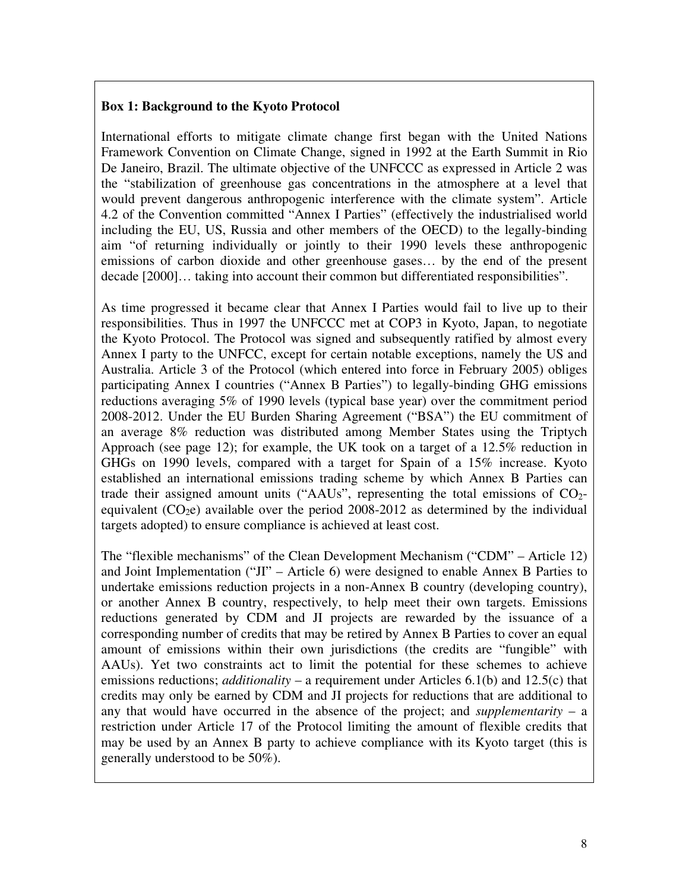**Box 1: Background to the Kyoto Protocol**

International efforts to mitigate climate change first began with the United Nations Framework Convention on Climate Change, signed in 1992 at the Earth Summit in Rio De Janeiro, Brazil. The ultimate objective of the UNFCCC as expressed in Article 2 was the "stabilization of greenhouse gas concentrations in the atmosphere at a level that would prevent dangerous anthropogenic interference with the climate system". Article 4.2 of the Convention committed "Annex I Parties" (effectively the industrialised world including the EU, US, Russia and other members of the OECD) to the legally-binding aim "of returning individually or jointly to their 1990 levels these anthropogenic emissions of carbon dioxide and other greenhouse gases… by the end of the present decade [2000]… taking into account their common but differentiated responsibilities".

As time progressed it became clear that Annex I Parties would fail to live up to their responsibilities. Thus in 1997 the UNFCCC met at COP3 in Kyoto, Japan, to negotiate the Kyoto Protocol. The Protocol was signed and subsequently ratified by almost every Annex I party to the UNFCC, except for certain notable exceptions, namely the US and Australia. Article 3 of the Protocol (which entered into force in February 2005) obliges participating Annex I countries ("Annex B Parties") to legally-binding GHG emissions reductions averaging 5% of 1990 levels (typical base year) over the commitment period 2008-2012. Under the EU Burden Sharing Agreement ("BSA") the EU commitment of an average 8% reduction was distributed among Member States using the Triptych Approach (see page 12); for example, the UK took on a target of a 12.5% reduction in GHGs on 1990 levels, compared with a target for Spain of a 15% increase. Kyoto established an international emissions trading scheme by which Annex B Parties can trade their assigned amount units ("AAUs", representing the total emissions of $CO_2$-equivalent ($CO_2e$) available over the period 2008-2012 as determined by the individual targets adopted) to ensure compliance is achieved at least cost.

The "flexible mechanisms" of the Clean Development Mechanism ("CDM" – Article 12) and Joint Implementation ("JI" – Article 6) were designed to enable Annex B Parties to undertake emissions reduction projects in a non-Annex B country (developing country), or another Annex B country, respectively, to help meet their own targets. Emissions reductions generated by CDM and JI projects are rewarded by the issuance of a corresponding number of credits that may be retired by Annex B Parties to cover an equal amount of emissions within their own jurisdictions (the credits are "fungible" with AAUs). Yet two constraints act to limit the potential for these schemes to achieve emissions reductions; *additionality* – a requirement under Articles 6.1(b) and 12.5(c) that credits may only be earned by CDM and JI projects for reductions that are additional to any that would have occurred in the absence of the project; and *supplementarity* – a restriction under Article 17 of the Protocol limiting the amount of flexible credits that may be used by an Annex B party to achieve compliance with its Kyoto target (this is generally understood to be 50%).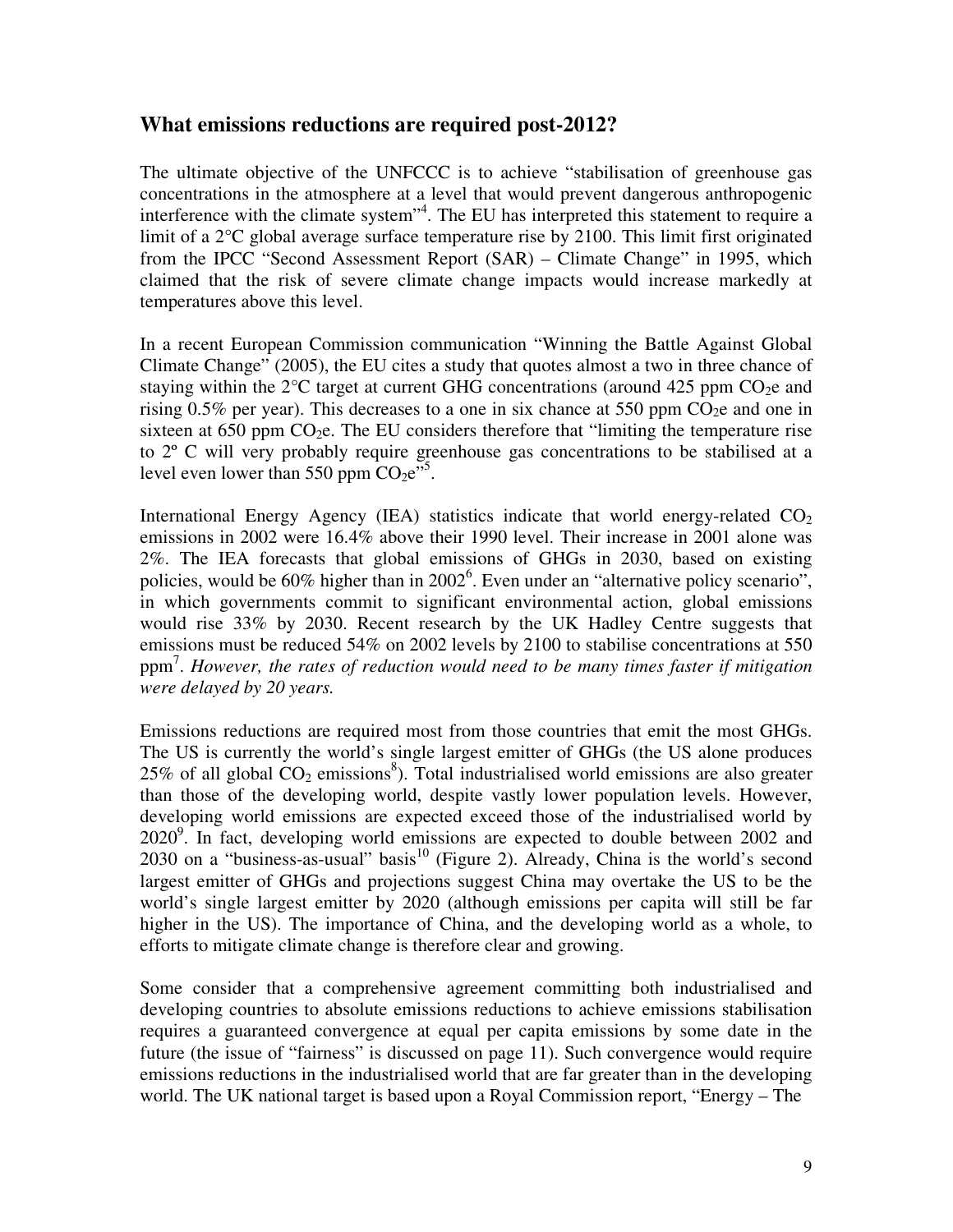## What emissions reductions are required post-2012?

The ultimate objective of the UNFCCC is to achieve "stabilisation of greenhouse gas concentrations in the atmosphere at a level that would prevent dangerous anthropogenic interference with the climate system"[4]. The EU has interpreted this statement to require a limit of a 2°C global average surface temperature rise by 2100. This limit first originated from the IPCC "Second Assessment Report (SAR) – Climate Change" in 1995, which claimed that the risk of severe climate change impacts would increase markedly at temperatures above this level.

In a recent European Commission communication "Winning the Battle Against Global Climate Change" (2005), the EU cites a study that quotes almost a two in three chance of staying within the 2°C target at current GHG concentrations (around 425 ppm $CO_2e$ and rising 0.5% per year). This decreases to a one in six chance at 550 ppm $CO_2e$ and one in sixteen at 650 ppm $CO_2e$. The EU considers therefore that "limiting the temperature rise to 2º C will very probably require greenhouse gas concentrations to be stabilised at a level even lower than 550 ppm $CO_2e$"[5].

International Energy Agency (IEA) statistics indicate that world energy-related $CO_2$ emissions in 2002 were 16.4% above their 1990 level. Their increase in 2001 alone was 2%. The IEA forecasts that global emissions of GHGs in 2030, based on existing policies, would be 60% higher than in 2002[6]. Even under an "alternative policy scenario", in which governments commit to significant environmental action, global emissions would rise 33% by 2030. Recent research by the UK Hadley Centre suggests that emissions must be reduced 54% on 2002 levels by 2100 to stabilise concentrations at 550 ppm[7]. *However, the rates of reduction would need to be many times faster if mitigation were delayed by 20 years.*

Emissions reductions are required most from those countries that emit the most GHGs. The US is currently the world's single largest emitter of GHGs (the US alone produces 25% of all global $CO_2$ emissions[8]). Total industrialised world emissions are also greater than those of the developing world, despite vastly lower population levels. However, developing world emissions are expected exceed those of the industrialised world by 2020[9]. In fact, developing world emissions are expected to double between 2002 and 2030 on a "business-as-usual" basis[10] (Figure 2). Already, China is the world's second largest emitter of GHGs and projections suggest China may overtake the US to be the world's single largest emitter by 2020 (although emissions per capita will still be far higher in the US). The importance of China, and the developing world as a whole, to efforts to mitigate climate change is therefore clear and growing.

Some consider that a comprehensive agreement committing both industrialised and developing countries to absolute emissions reductions to achieve emissions stabilisation requires a guaranteed convergence at equal per capita emissions by some date in the future (the issue of "fairness" is discussed on page 11). Such convergence would require emissions reductions in the industrialised world that are far greater than in the developing world. The UK national target is based upon a Royal Commission report, "Energy – The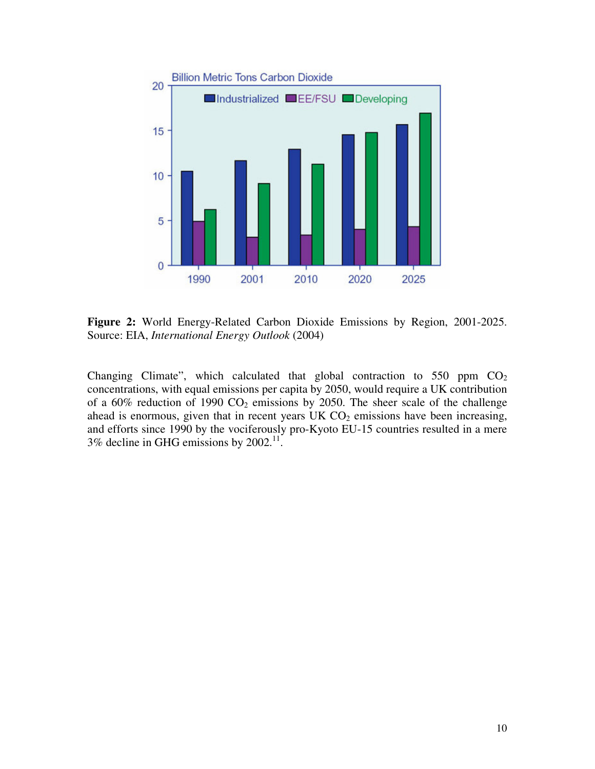**Figure 2:** World Energy-Related Carbon Dioxide Emissions by Region, 2001-2025. Source: EIA, *International Energy Outlook* (2004)

Changing Climate", which calculated that global contraction to 550 ppm $CO_2$ concentrations, with equal emissions per capita by 2050, would require a UK contribution of a 60% reduction of 1990 $CO_2$ emissions by 2050. The sheer scale of the challenge ahead is enormous, given that in recent years UK $CO_2$ emissions have been increasing, and efforts since 1990 by the vociferously pro-Kyoto EU-15 countries resulted in a mere 3% decline in GHG emissions by 2002.[11].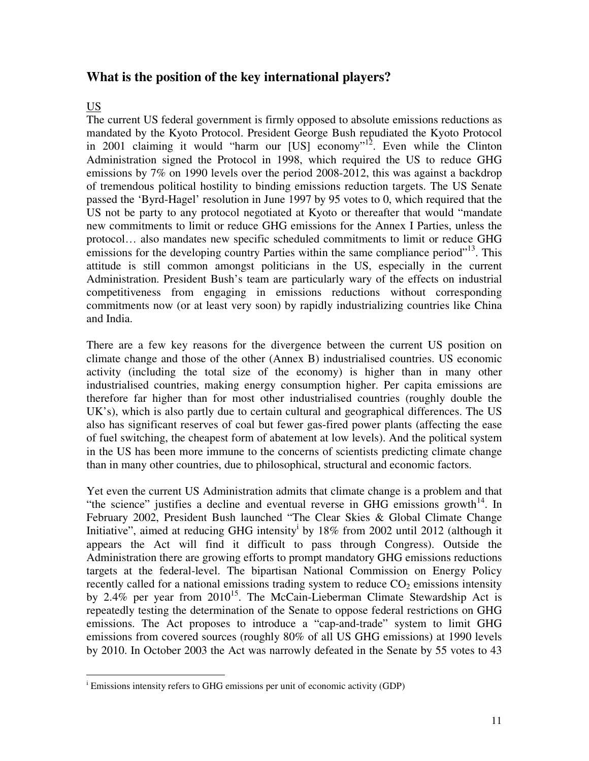## What is the position of the key international players?

US

The current US federal government is firmly opposed to absolute emissions reductions as mandated by the Kyoto Protocol. President George Bush repudiated the Kyoto Protocol in 2001 claiming it would "harm our [US] economy"[12]. Even while the Clinton Administration signed the Protocol in 1998, which required the US to reduce GHG emissions by 7% on 1990 levels over the period 2008-2012, this was against a backdrop of tremendous political hostility to binding emissions reduction targets. The US Senate passed the 'Byrd-Hagel' resolution in June 1997 by 95 votes to 0, which required that the US not be party to any protocol negotiated at Kyoto or thereafter that would "mandate new commitments to limit or reduce GHG emissions for the Annex I Parties, unless the protocol… also mandates new specific scheduled commitments to limit or reduce GHG emissions for the developing country Parties within the same compliance period"[13]. This attitude is still common amongst politicians in the US, especially in the current Administration. President Bush's team are particularly wary of the effects on industrial competitiveness from engaging in emissions reductions without corresponding commitments now (or at least very soon) by rapidly industrializing countries like China and India.

There are a few key reasons for the divergence between the current US position on climate change and those of the other (Annex B) industrialised countries. US economic activity (including the total size of the economy) is higher than in many other industrialised countries, making energy consumption higher. Per capita emissions are therefore far higher than for most other industrialised countries (roughly double the UK's), which is also partly due to certain cultural and geographical differences. The US also has significant reserves of coal but fewer gas-fired power plants (affecting the ease of fuel switching, the cheapest form of abatement at low levels). And the political system in the US has been more immune to the concerns of scientists predicting climate change than in many other countries, due to philosophical, structural and economic factors.

Yet even the current US Administration admits that climate change is a problem and that "the science" justifies a decline and eventual reverse in GHG emissions growth[14]. In February 2002, President Bush launched "The Clear Skies & Global Climate Change Initiative", aimed at reducing GHG intensity[i] by 18% from 2002 until 2012 (although it appears the Act will find it difficult to pass through Congress). Outside the Administration there are growing efforts to prompt mandatory GHG emissions reductions targets at the federal-level. The bipartisan National Commission on Energy Policy recently called for a national emissions trading system to reduce $CO_2$ emissions intensity by 2.4% per year from 2010[15]. The McCain-Lieberman Climate Stewardship Act is repeatedly testing the determination of the Senate to oppose federal restrictions on GHG emissions. The Act proposes to introduce a "cap-and-trade" system to limit GHG emissions from covered sources (roughly 80% of all US GHG emissions) at 1990 levels by 2010. In October 2003 the Act was narrowly defeated in the Senate by 55 votes to 43

---

[i] Emissions intensity refers to GHG emissions per unit of economic activity (GDP)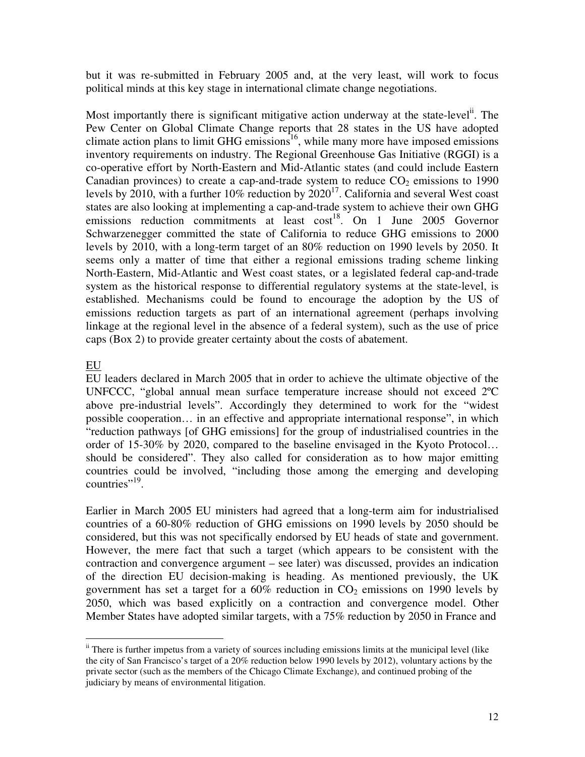but it was re-submitted in February 2005 and, at the very least, will work to focus political minds at this key stage in international climate change negotiations.

Most importantly there is significant mitigative action underway at the state-level[ii]. The Pew Center on Global Climate Change reports that 28 states in the US have adopted climate action plans to limit GHG emissions[16], while many more have imposed emissions inventory requirements on industry. The Regional Greenhouse Gas Initiative (RGGI) is a co-operative effort by North-Eastern and Mid-Atlantic states (and could include Eastern Canadian provinces) to create a cap-and-trade system to reduce $CO_2$ emissions to 1990 levels by 2010, with a further 10% reduction by 2020[17]. California and several West coast states are also looking at implementing a cap-and-trade system to achieve their own GHG emissions reduction commitments at least cost[18]. On 1 June 2005 Governor Schwarzenegger committed the state of California to reduce GHG emissions to 2000 levels by 2010, with a long-term target of an 80% reduction on 1990 levels by 2050. It seems only a matter of time that either a regional emissions trading scheme linking North-Eastern, Mid-Atlantic and West coast states, or a legislated federal cap-and-trade system as the historical response to differential regulatory systems at the state-level, is established. Mechanisms could be found to encourage the adoption by the US of emissions reduction targets as part of an international agreement (perhaps involving linkage at the regional level in the absence of a federal system), such as the use of price caps (Box 2) to provide greater certainty about the costs of abatement.

<u>EU</u>

EU leaders declared in March 2005 that in order to achieve the ultimate objective of the UNFCCC, "global annual mean surface temperature increase should not exceed 2ºC above pre-industrial levels". Accordingly they determined to work for the "widest possible cooperation… in an effective and appropriate international response", in which "reduction pathways [of GHG emissions] for the group of industrialised countries in the order of 15-30% by 2020, compared to the baseline envisaged in the Kyoto Protocol… should be considered". They also called for consideration as to how major emitting countries could be involved, "including those among the emerging and developing countries"[19].

Earlier in March 2005 EU ministers had agreed that a long-term aim for industrialised countries of a 60-80% reduction of GHG emissions on 1990 levels by 2050 should be considered, but this was not specifically endorsed by EU heads of state and government. However, the mere fact that such a target (which appears to be consistent with the contraction and convergence argument – see later) was discussed, provides an indication of the direction EU decision-making is heading. As mentioned previously, the UK government has set a target for a 60% reduction in $CO_2$ emissions on 1990 levels by 2050, which was based explicitly on a contraction and convergence model. Other Member States have adopted similar targets, with a 75% reduction by 2050 in France and

---

[ii] There is further impetus from a variety of sources including emissions limits at the municipal level (like the city of San Francisco's target of a 20% reduction below 1990 levels by 2012), voluntary actions by the private sector (such as the members of the Chicago Climate Exchange), and continued probing of the judiciary by means of environmental litigation.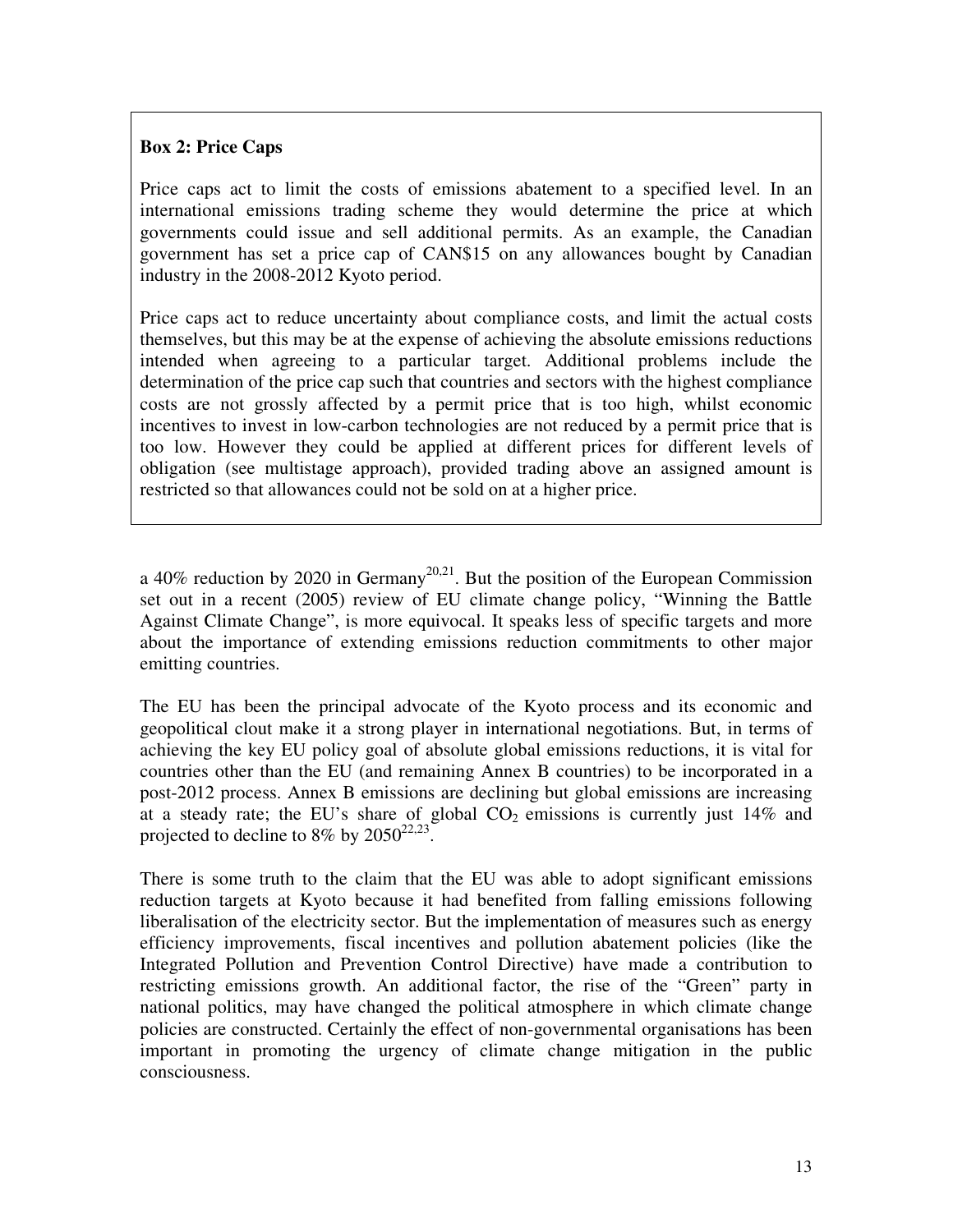**Box 2: Price Caps**

Price caps act to limit the costs of emissions abatement to a specified level. In an international emissions trading scheme they would determine the price at which governments could issue and sell additional permits. As an example, the Canadian government has set a price cap of CAN$15 on any allowances bought by Canadian industry in the 2008-2012 Kyoto period.

Price caps act to reduce uncertainty about compliance costs, and limit the actual costs themselves, but this may be at the expense of achieving the absolute emissions reductions intended when agreeing to a particular target. Additional problems include the determination of the price cap such that countries and sectors with the highest compliance costs are not grossly affected by a permit price that is too high, whilst economic incentives to invest in low-carbon technologies are not reduced by a permit price that is too low. However they could be applied at different prices for different levels of obligation (see multistage approach), provided trading above an assigned amount is restricted so that allowances could not be sold on at a higher price.

a 40% reduction by 2020 in Germany[20,21]. But the position of the European Commission set out in a recent (2005) review of EU climate change policy, "Winning the Battle Against Climate Change", is more equivocal. It speaks less of specific targets and more about the importance of extending emissions reduction commitments to other major emitting countries.

The EU has been the principal advocate of the Kyoto process and its economic and geopolitical clout make it a strong player in international negotiations. But, in terms of achieving the key EU policy goal of absolute global emissions reductions, it is vital for countries other than the EU (and remaining Annex B countries) to be incorporated in a post-2012 process. Annex B emissions are declining but global emissions are increasing at a steady rate; the EU's share of global $CO_2$ emissions is currently just 14% and projected to decline to 8% by 2050[22,23].

There is some truth to the claim that the EU was able to adopt significant emissions reduction targets at Kyoto because it had benefited from falling emissions following liberalisation of the electricity sector. But the implementation of measures such as energy efficiency improvements, fiscal incentives and pollution abatement policies (like the Integrated Pollution and Prevention Control Directive) have made a contribution to restricting emissions growth. An additional factor, the rise of the "Green" party in national politics, may have changed the political atmosphere in which climate change policies are constructed. Certainly the effect of non-governmental organisations has been important in promoting the urgency of climate change mitigation in the public consciousness.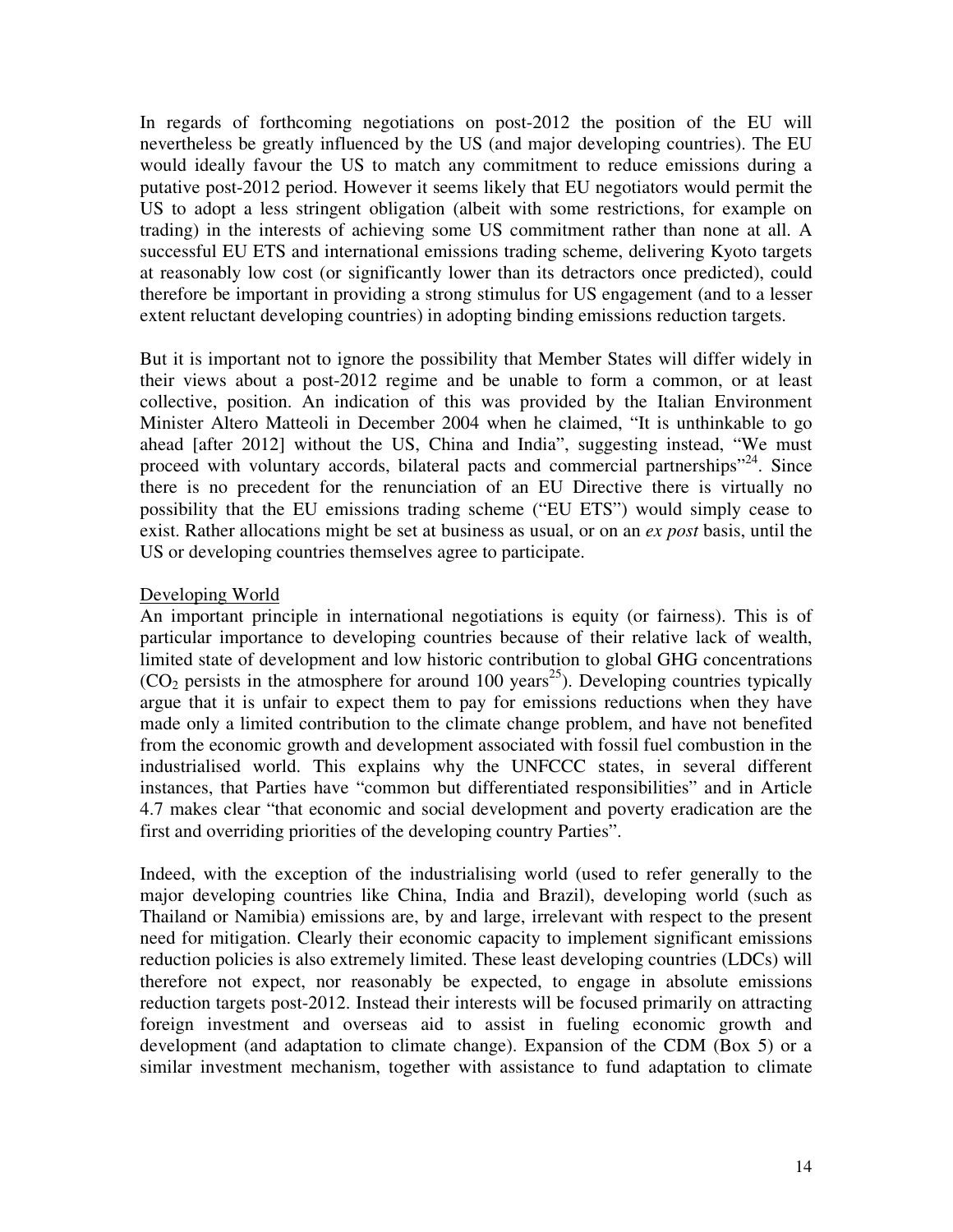In regards of forthcoming negotiations on post-2012 the position of the EU will nevertheless be greatly influenced by the US (and major developing countries). The EU would ideally favour the US to match any commitment to reduce emissions during a putative post-2012 period. However it seems likely that EU negotiators would permit the US to adopt a less stringent obligation (albeit with some restrictions, for example on trading) in the interests of achieving some US commitment rather than none at all. A successful EU ETS and international emissions trading scheme, delivering Kyoto targets at reasonably low cost (or significantly lower than its detractors once predicted), could therefore be important in providing a strong stimulus for US engagement (and to a lesser extent reluctant developing countries) in adopting binding emissions reduction targets.

But it is important not to ignore the possibility that Member States will differ widely in their views about a post-2012 regime and be unable to form a common, or at least collective, position. An indication of this was provided by the Italian Environment Minister Altero Matteoli in December 2004 when he claimed, "It is unthinkable to go ahead [after 2012] without the US, China and India", suggesting instead, "We must proceed with voluntary accords, bilateral pacts and commercial partnerships"[24]. Since there is no precedent for the renunciation of an EU Directive there is virtually no possibility that the EU emissions trading scheme ("EU ETS") would simply cease to exist. Rather allocations might be set at business as usual, or on an *ex post* basis, until the US or developing countries themselves agree to participate.

## Developing World

An important principle in international negotiations is equity (or fairness). This is of particular importance to developing countries because of their relative lack of wealth, limited state of development and low historic contribution to global GHG concentrations ($CO_2$ persists in the atmosphere for around 100 years[25]). Developing countries typically argue that it is unfair to expect them to pay for emissions reductions when they have made only a limited contribution to the climate change problem, and have not benefited from the economic growth and development associated with fossil fuel combustion in the industrialised world. This explains why the UNFCCC states, in several different instances, that Parties have "common but differentiated responsibilities" and in Article 4.7 makes clear "that economic and social development and poverty eradication are the first and overriding priorities of the developing country Parties".

Indeed, with the exception of the industrialising world (used to refer generally to the major developing countries like China, India and Brazil), developing world (such as Thailand or Namibia) emissions are, by and large, irrelevant with respect to the present need for mitigation. Clearly their economic capacity to implement significant emissions reduction policies is also extremely limited. These least developing countries (LDCs) will therefore not expect, nor reasonably be expected, to engage in absolute emissions reduction targets post-2012. Instead their interests will be focused primarily on attracting foreign investment and overseas aid to assist in fueling economic growth and development (and adaptation to climate change). Expansion of the CDM (Box 5) or a similar investment mechanism, together with assistance to fund adaptation to climate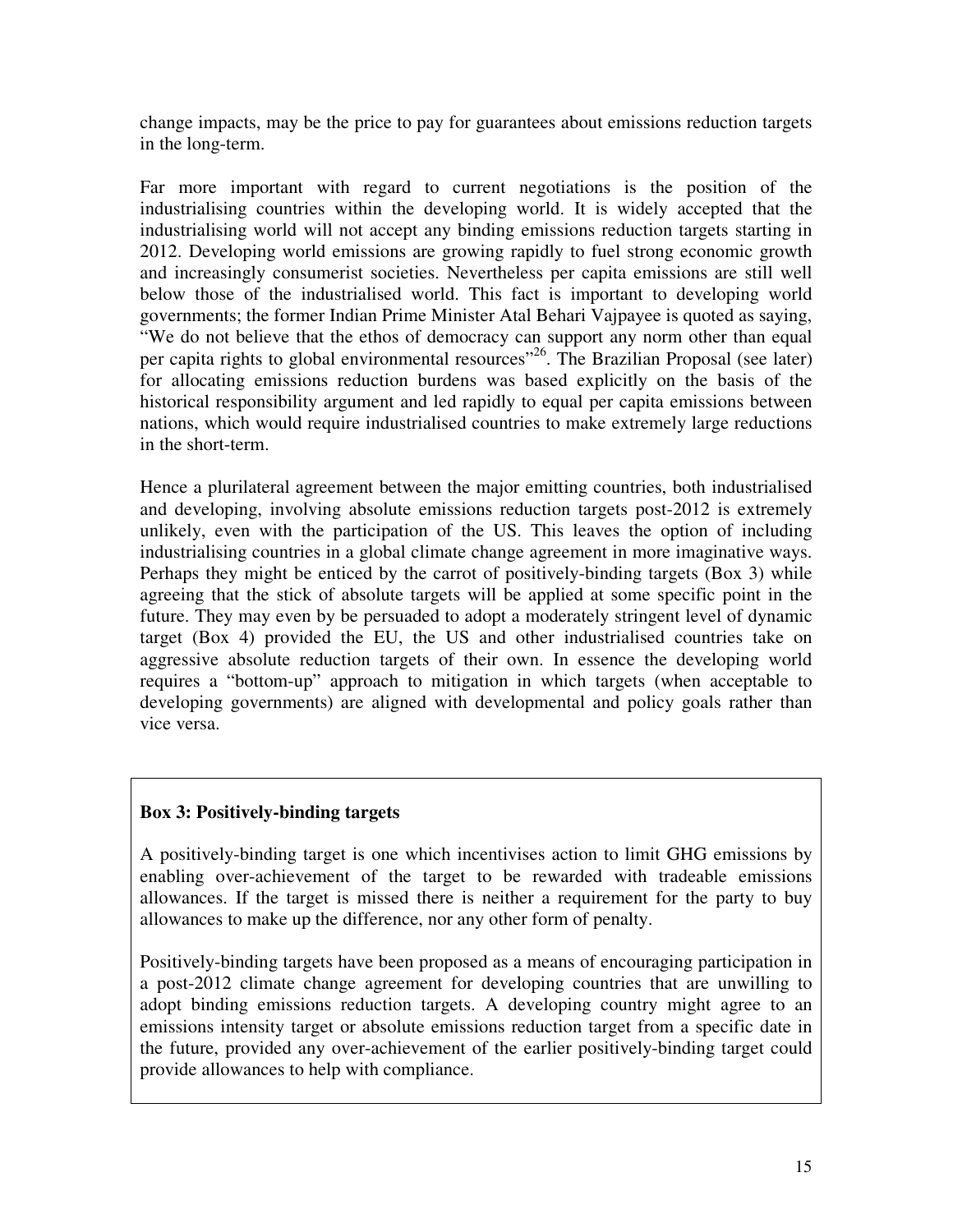change impacts, may be the price to pay for guarantees about emissions reduction targets in the long-term.

Far more important with regard to current negotiations is the position of the industrialising countries within the developing world. It is widely accepted that the industrialising world will not accept any binding emissions reduction targets starting in 2012. Developing world emissions are growing rapidly to fuel strong economic growth and increasingly consumerist societies. Nevertheless per capita emissions are still well below those of the industrialised world. This fact is important to developing world governments; the former Indian Prime Minister Atal Behari Vajpayee is quoted as saying, "We do not believe that the ethos of democracy can support any norm other than equal per capita rights to global environmental resources"[26]. The Brazilian Proposal (see later) for allocating emissions reduction burdens was based explicitly on the basis of the historical responsibility argument and led rapidly to equal per capita emissions between nations, which would require industrialised countries to make extremely large reductions in the short-term.

Hence a plurilateral agreement between the major emitting countries, both industrialised and developing, involving absolute emissions reduction targets post-2012 is extremely unlikely, even with the participation of the US. This leaves the option of including industrialising countries in a global climate change agreement in more imaginative ways. Perhaps they might be enticed by the carrot of positively-binding targets (Box 3) while agreeing that the stick of absolute targets will be applied at some specific point in the future. They may even by be persuaded to adopt a moderately stringent level of dynamic target (Box 4) provided the EU, the US and other industrialised countries take on aggressive absolute reduction targets of their own. In essence the developing world requires a "bottom-up" approach to mitigation in which targets (when acceptable to developing governments) are aligned with developmental and policy goals rather than vice versa.

**Box 3: Positively-binding targets**

A positively-binding target is one which incentivises action to limit GHG emissions by enabling over-achievement of the target to be rewarded with tradeable emissions allowances. If the target is missed there is neither a requirement for the party to buy allowances to make up the difference, nor any other form of penalty.

Positively-binding targets have been proposed as a means of encouraging participation in a post-2012 climate change agreement for developing countries that are unwilling to adopt binding emissions reduction targets. A developing country might agree to an emissions intensity target or absolute emissions reduction target from a specific date in the future, provided any over-achievement of the earlier positively-binding target could provide allowances to help with compliance.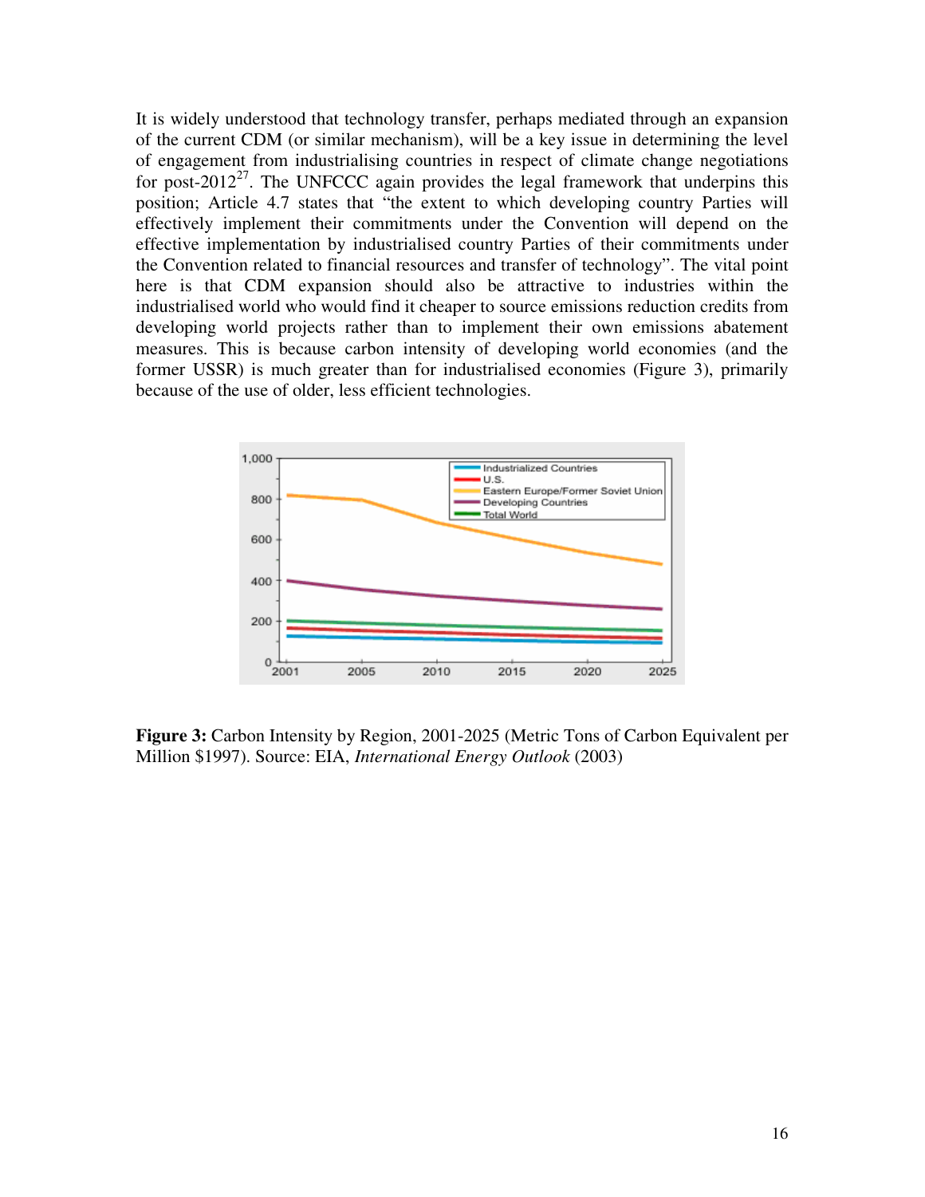It is widely understood that technology transfer, perhaps mediated through an expansion of the current CDM (or similar mechanism), will be a key issue in determining the level of engagement from industrialising countries in respect of climate change negotiations for post-2012[27]. The UNFCCC again provides the legal framework that underpins this position; Article 4.7 states that "the extent to which developing country Parties will effectively implement their commitments under the Convention will depend on the effective implementation by industrialised country Parties of their commitments under the Convention related to financial resources and transfer of technology". The vital point here is that CDM expansion should also be attractive to industries within the industrialised world who would find it cheaper to source emissions reduction credits from developing world projects rather than to implement their own emissions abatement measures. This is because carbon intensity of developing world economies (and the former USSR) is much greater than for industrialised economies (Figure 3), primarily because of the use of older, less efficient technologies.

**Figure 3:** Carbon Intensity by Region, 2001-2025 (Metric Tons of Carbon Equivalent per Million $1997). Source: EIA, *International Energy Outlook* (2003)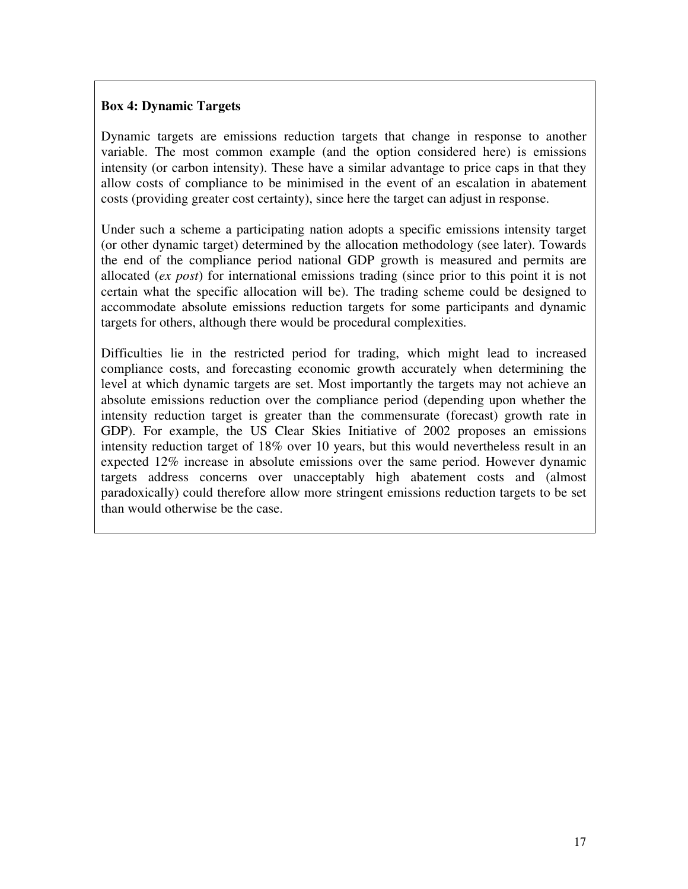**Box 4: Dynamic Targets**

Dynamic targets are emissions reduction targets that change in response to another variable. The most common example (and the option considered here) is emissions intensity (or carbon intensity). These have a similar advantage to price caps in that they allow costs of compliance to be minimised in the event of an escalation in abatement costs (providing greater cost certainty), since here the target can adjust in response.

Under such a scheme a participating nation adopts a specific emissions intensity target (or other dynamic target) determined by the allocation methodology (see later). Towards the end of the compliance period national GDP growth is measured and permits are allocated (*ex post*) for international emissions trading (since prior to this point it is not certain what the specific allocation will be). The trading scheme could be designed to accommodate absolute emissions reduction targets for some participants and dynamic targets for others, although there would be procedural complexities.

Difficulties lie in the restricted period for trading, which might lead to increased compliance costs, and forecasting economic growth accurately when determining the level at which dynamic targets are set. Most importantly the targets may not achieve an absolute emissions reduction over the compliance period (depending upon whether the intensity reduction target is greater than the commensurate (forecast) growth rate in GDP). For example, the US Clear Skies Initiative of 2002 proposes an emissions intensity reduction target of 18% over 10 years, but this would nevertheless result in an expected 12% increase in absolute emissions over the same period. However dynamic targets address concerns over unacceptably high abatement costs and (almost paradoxically) could therefore allow more stringent emissions reduction targets to be set than would otherwise be the case.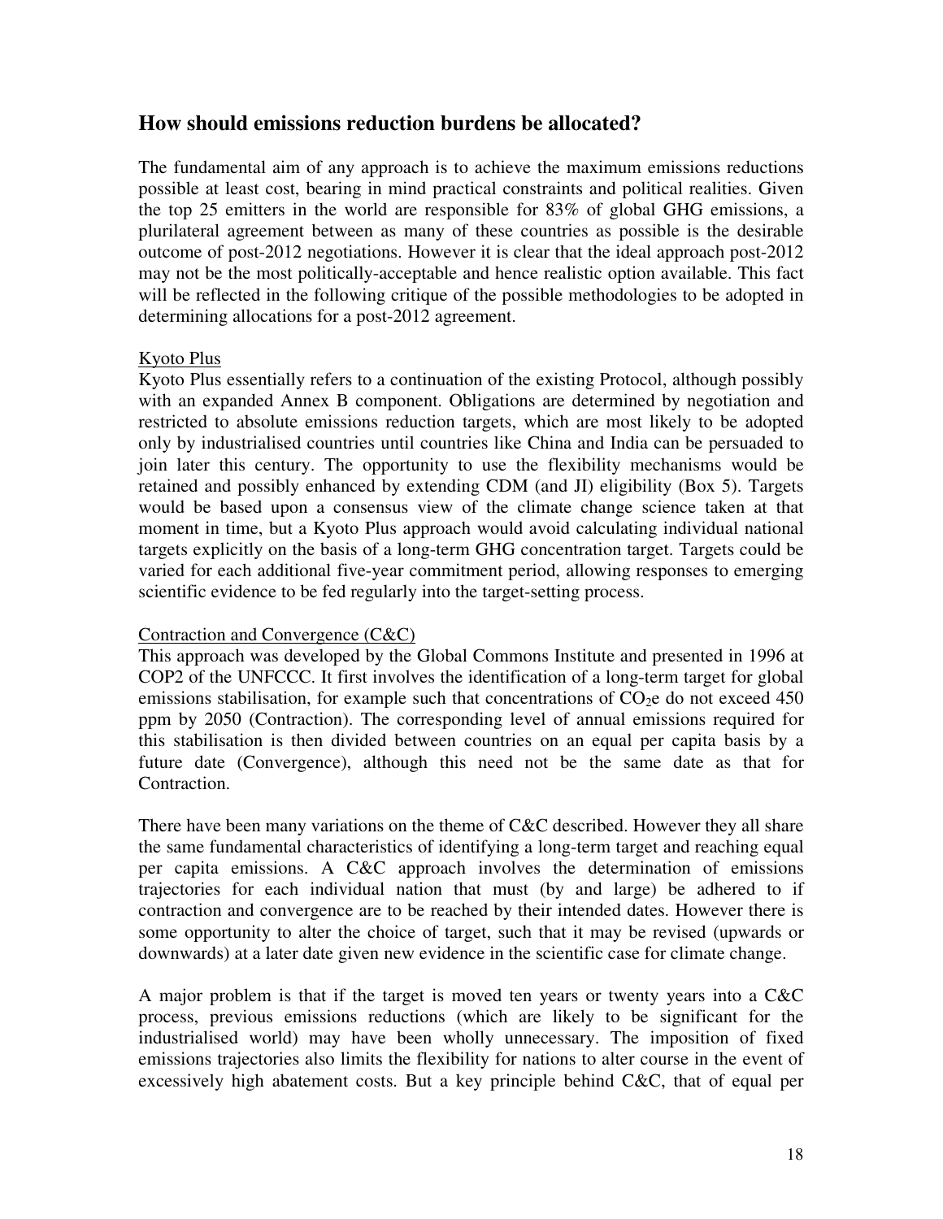## How should emissions reduction burdens be allocated?

The fundamental aim of any approach is to achieve the maximum emissions reductions possible at least cost, bearing in mind practical constraints and political realities. Given the top 25 emitters in the world are responsible for 83% of global GHG emissions, a plurilateral agreement between as many of these countries as possible is the desirable outcome of post-2012 negotiations. However it is clear that the ideal approach post-2012 may not be the most politically-acceptable and hence realistic option available. This fact will be reflected in the following critique of the possible methodologies to be adopted in determining allocations for a post-2012 agreement.

Kyoto Plus

Kyoto Plus essentially refers to a continuation of the existing Protocol, although possibly with an expanded Annex B component. Obligations are determined by negotiation and restricted to absolute emissions reduction targets, which are most likely to be adopted only by industrialised countries until countries like China and India can be persuaded to join later this century. The opportunity to use the flexibility mechanisms would be retained and possibly enhanced by extending CDM (and JI) eligibility (Box 5). Targets would be based upon a consensus view of the climate change science taken at that moment in time, but a Kyoto Plus approach would avoid calculating individual national targets explicitly on the basis of a long-term GHG concentration target. Targets could be varied for each additional five-year commitment period, allowing responses to emerging scientific evidence to be fed regularly into the target-setting process.

Contraction and Convergence (C&C)

This approach was developed by the Global Commons Institute and presented in 1996 at COP2 of the UNFCCC. It first involves the identification of a long-term target for global emissions stabilisation, for example such that concentrations of $CO_2e$ do not exceed 450 ppm by 2050 (Contraction). The corresponding level of annual emissions required for this stabilisation is then divided between countries on an equal per capita basis by a future date (Convergence), although this need not be the same date as that for Contraction.

There have been many variations on the theme of C&C described. However they all share the same fundamental characteristics of identifying a long-term target and reaching equal per capita emissions. A C&C approach involves the determination of emissions trajectories for each individual nation that must (by and large) be adhered to if contraction and convergence are to be reached by their intended dates. However there is some opportunity to alter the choice of target, such that it may be revised (upwards or downwards) at a later date given new evidence in the scientific case for climate change.

A major problem is that if the target is moved ten years or twenty years into a C&C process, previous emissions reductions (which are likely to be significant for the industrialised world) may have been wholly unnecessary. The imposition of fixed emissions trajectories also limits the flexibility for nations to alter course in the event of excessively high abatement costs. But a key principle behind C&C, that of equal per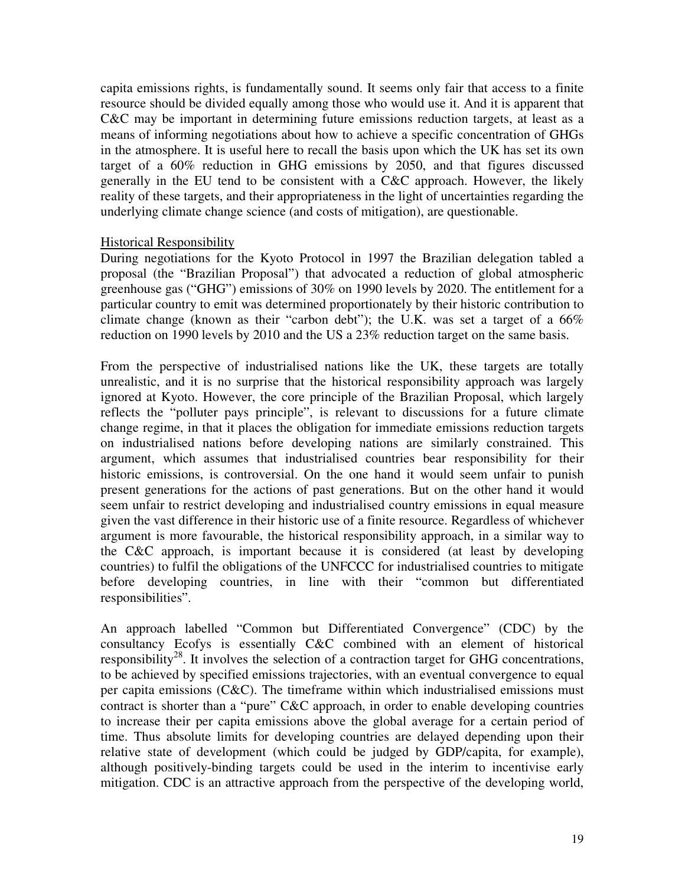capita emissions rights, is fundamentally sound. It seems only fair that access to a finite resource should be divided equally among those who would use it. And it is apparent that C&C may be important in determining future emissions reduction targets, at least as a means of informing negotiations about how to achieve a specific concentration of GHGs in the atmosphere. It is useful here to recall the basis upon which the UK has set its own target of a 60% reduction in GHG emissions by 2050, and that figures discussed generally in the EU tend to be consistent with a C&C approach. However, the likely reality of these targets, and their appropriateness in the light of uncertainties regarding the underlying climate change science (and costs of mitigation), are questionable.

### Historical Responsibility

During negotiations for the Kyoto Protocol in 1997 the Brazilian delegation tabled a proposal (the "Brazilian Proposal") that advocated a reduction of global atmospheric greenhouse gas ("GHG") emissions of 30% on 1990 levels by 2020. The entitlement for a particular country to emit was determined proportionately by their historic contribution to climate change (known as their "carbon debt"); the U.K. was set a target of a 66% reduction on 1990 levels by 2010 and the US a 23% reduction target on the same basis.

From the perspective of industrialised nations like the UK, these targets are totally unrealistic, and it is no surprise that the historical responsibility approach was largely ignored at Kyoto. However, the core principle of the Brazilian Proposal, which largely reflects the "polluter pays principle", is relevant to discussions for a future climate change regime, in that it places the obligation for immediate emissions reduction targets on industrialised nations before developing nations are similarly constrained. This argument, which assumes that industrialised countries bear responsibility for their historic emissions, is controversial. On the one hand it would seem unfair to punish present generations for the actions of past generations. But on the other hand it would seem unfair to restrict developing and industrialised country emissions in equal measure given the vast difference in their historic use of a finite resource. Regardless of whichever argument is more favourable, the historical responsibility approach, in a similar way to the C&C approach, is important because it is considered (at least by developing countries) to fulfil the obligations of the UNFCCC for industrialised countries to mitigate before developing countries, in line with their "common but differentiated responsibilities".

An approach labelled "Common but Differentiated Convergence" (CDC) by the consultancy Ecofys is essentially C&C combined with an element of historical responsibility[28]. It involves the selection of a contraction target for GHG concentrations, to be achieved by specified emissions trajectories, with an eventual convergence to equal per capita emissions (C&C). The timeframe within which industrialised emissions must contract is shorter than a "pure" C&C approach, in order to enable developing countries to increase their per capita emissions above the global average for a certain period of time. Thus absolute limits for developing countries are delayed depending upon their relative state of development (which could be judged by GDP/capita, for example), although positively-binding targets could be used in the interim to incentivise early mitigation. CDC is an attractive approach from the perspective of the developing world,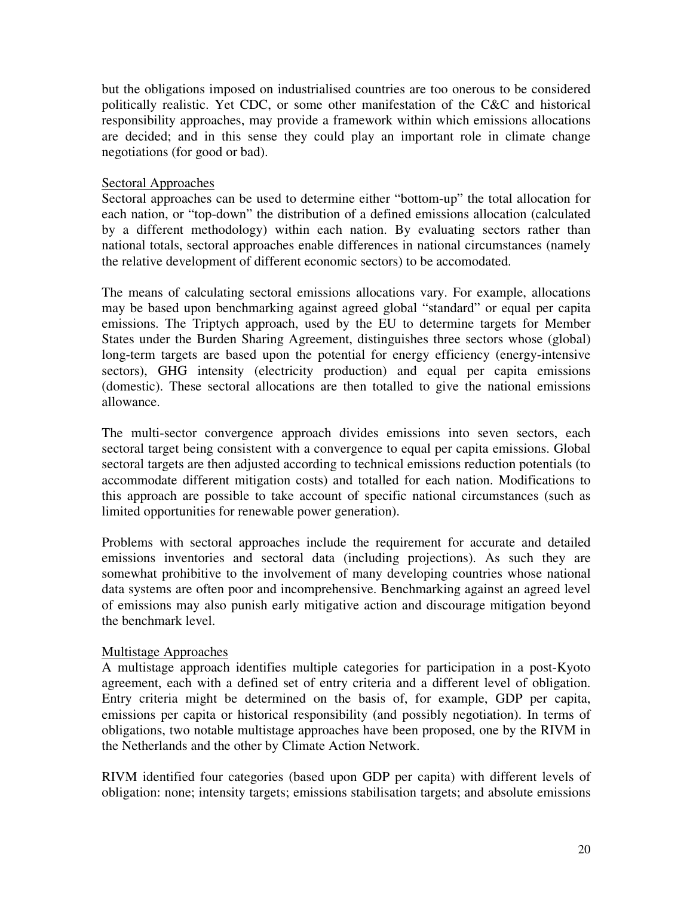but the obligations imposed on industrialised countries are too onerous to be considered politically realistic. Yet CDC, or some other manifestation of the C&C and historical responsibility approaches, may provide a framework within which emissions allocations are decided; and in this sense they could play an important role in climate change negotiations (for good or bad).

### Sectoral Approaches

Sectoral approaches can be used to determine either "bottom-up" the total allocation for each nation, or "top-down" the distribution of a defined emissions allocation (calculated by a different methodology) within each nation. By evaluating sectors rather than national totals, sectoral approaches enable differences in national circumstances (namely the relative development of different economic sectors) to be accomodated.

The means of calculating sectoral emissions allocations vary. For example, allocations may be based upon benchmarking against agreed global "standard" or equal per capita emissions. The Triptych approach, used by the EU to determine targets for Member States under the Burden Sharing Agreement, distinguishes three sectors whose (global) long-term targets are based upon the potential for energy efficiency (energy-intensive sectors), GHG intensity (electricity production) and equal per capita emissions (domestic). These sectoral allocations are then totalled to give the national emissions allowance.

The multi-sector convergence approach divides emissions into seven sectors, each sectoral target being consistent with a convergence to equal per capita emissions. Global sectoral targets are then adjusted according to technical emissions reduction potentials (to accommodate different mitigation costs) and totalled for each nation. Modifications to this approach are possible to take account of specific national circumstances (such as limited opportunities for renewable power generation).

Problems with sectoral approaches include the requirement for accurate and detailed emissions inventories and sectoral data (including projections). As such they are somewhat prohibitive to the involvement of many developing countries whose national data systems are often poor and incomprehensive. Benchmarking against an agreed level of emissions may also punish early mitigative action and discourage mitigation beyond the benchmark level.

### Multistage Approaches

A multistage approach identifies multiple categories for participation in a post-Kyoto agreement, each with a defined set of entry criteria and a different level of obligation. Entry criteria might be determined on the basis of, for example, GDP per capita, emissions per capita or historical responsibility (and possibly negotiation). In terms of obligations, two notable multistage approaches have been proposed, one by the RIVM in the Netherlands and the other by Climate Action Network.

RIVM identified four categories (based upon GDP per capita) with different levels of obligation: none; intensity targets; emissions stabilisation targets; and absolute emissions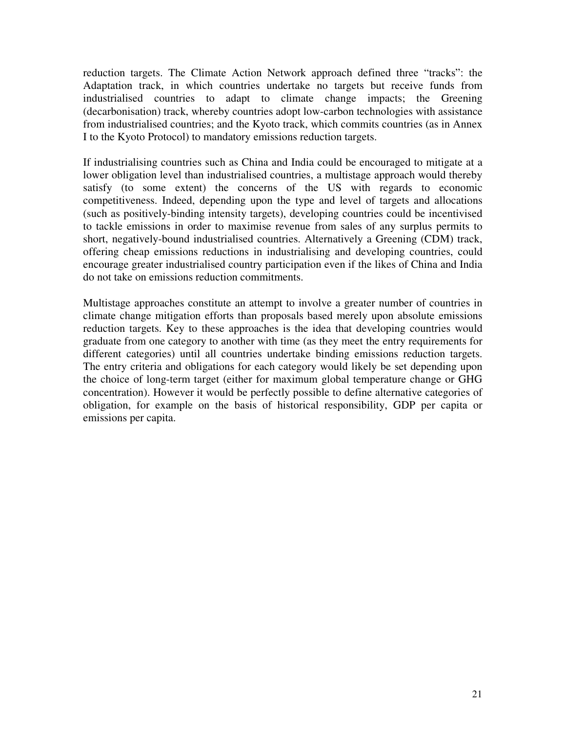reduction targets. The Climate Action Network approach defined three "tracks": the Adaptation track, in which countries undertake no targets but receive funds from industrialised countries to adapt to climate change impacts; the Greening (decarbonisation) track, whereby countries adopt low-carbon technologies with assistance from industrialised countries; and the Kyoto track, which commits countries (as in Annex I to the Kyoto Protocol) to mandatory emissions reduction targets.

If industrialising countries such as China and India could be encouraged to mitigate at a lower obligation level than industrialised countries, a multistage approach would thereby satisfy (to some extent) the concerns of the US with regards to economic competitiveness. Indeed, depending upon the type and level of targets and allocations (such as positively-binding intensity targets), developing countries could be incentivised to tackle emissions in order to maximise revenue from sales of any surplus permits to short, negatively-bound industrialised countries. Alternatively a Greening (CDM) track, offering cheap emissions reductions in industrialising and developing countries, could encourage greater industrialised country participation even if the likes of China and India do not take on emissions reduction commitments.

Multistage approaches constitute an attempt to involve a greater number of countries in climate change mitigation efforts than proposals based merely upon absolute emissions reduction targets. Key to these approaches is the idea that developing countries would graduate from one category to another with time (as they meet the entry requirements for different categories) until all countries undertake binding emissions reduction targets. The entry criteria and obligations for each category would likely be set depending upon the choice of long-term target (either for maximum global temperature change or GHG concentration). However it would be perfectly possible to define alternative categories of obligation, for example on the basis of historical responsibility, GDP per capita or emissions per capita.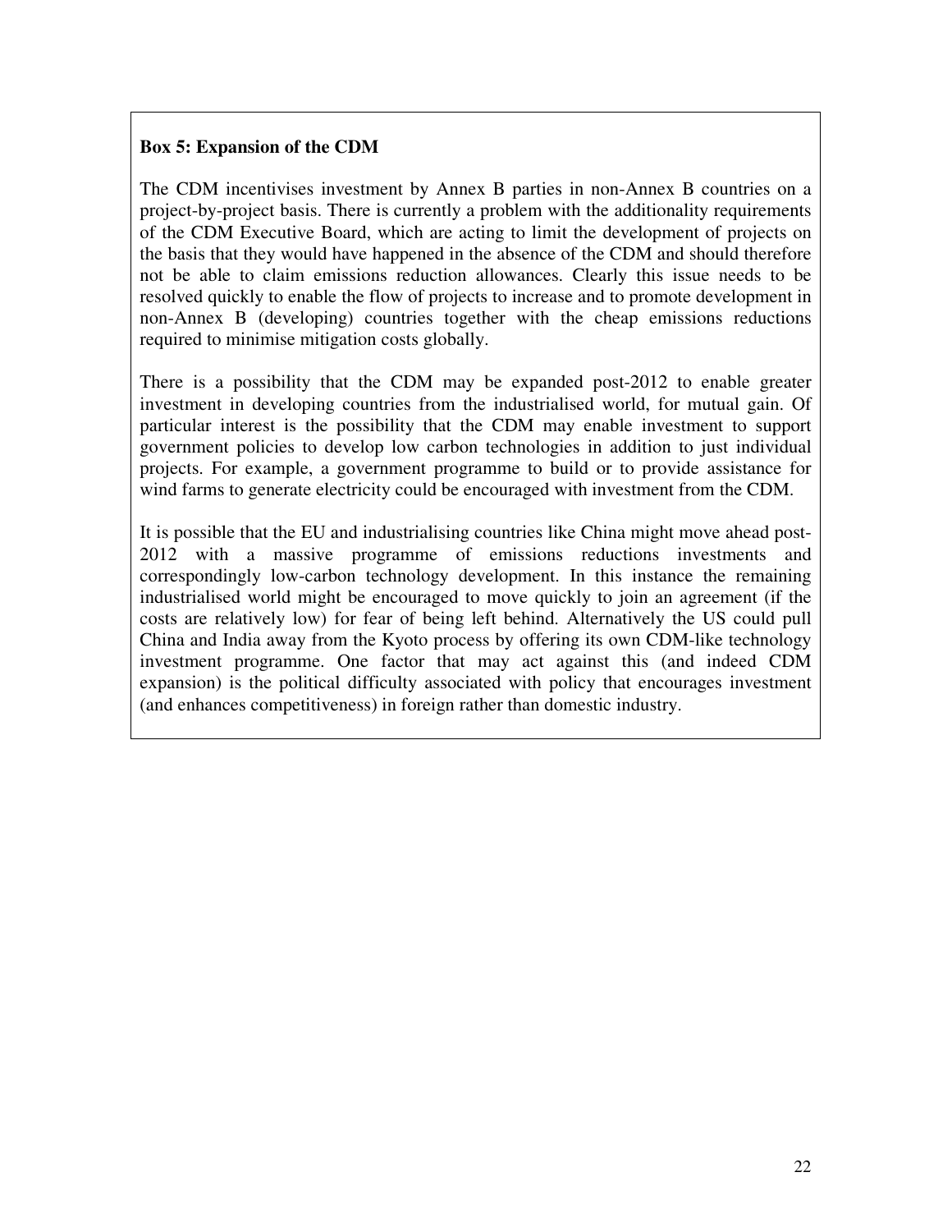**Box 5: Expansion of the CDM**

The CDM incentivises investment by Annex B parties in non-Annex B countries on a project-by-project basis. There is currently a problem with the additionality requirements of the CDM Executive Board, which are acting to limit the development of projects on the basis that they would have happened in the absence of the CDM and should therefore not be able to claim emissions reduction allowances. Clearly this issue needs to be resolved quickly to enable the flow of projects to increase and to promote development in non-Annex B (developing) countries together with the cheap emissions reductions required to minimise mitigation costs globally.

There is a possibility that the CDM may be expanded post-2012 to enable greater investment in developing countries from the industrialised world, for mutual gain. Of particular interest is the possibility that the CDM may enable investment to support government policies to develop low carbon technologies in addition to just individual projects. For example, a government programme to build or to provide assistance for wind farms to generate electricity could be encouraged with investment from the CDM.

It is possible that the EU and industrialising countries like China might move ahead post-2012 with a massive programme of emissions reductions investments and correspondingly low-carbon technology development. In this instance the remaining industrialised world might be encouraged to move quickly to join an agreement (if the costs are relatively low) for fear of being left behind. Alternatively the US could pull China and India away from the Kyoto process by offering its own CDM-like technology investment programme. One factor that may act against this (and indeed CDM expansion) is the political difficulty associated with policy that encourages investment (and enhances competitiveness) in foreign rather than domestic industry.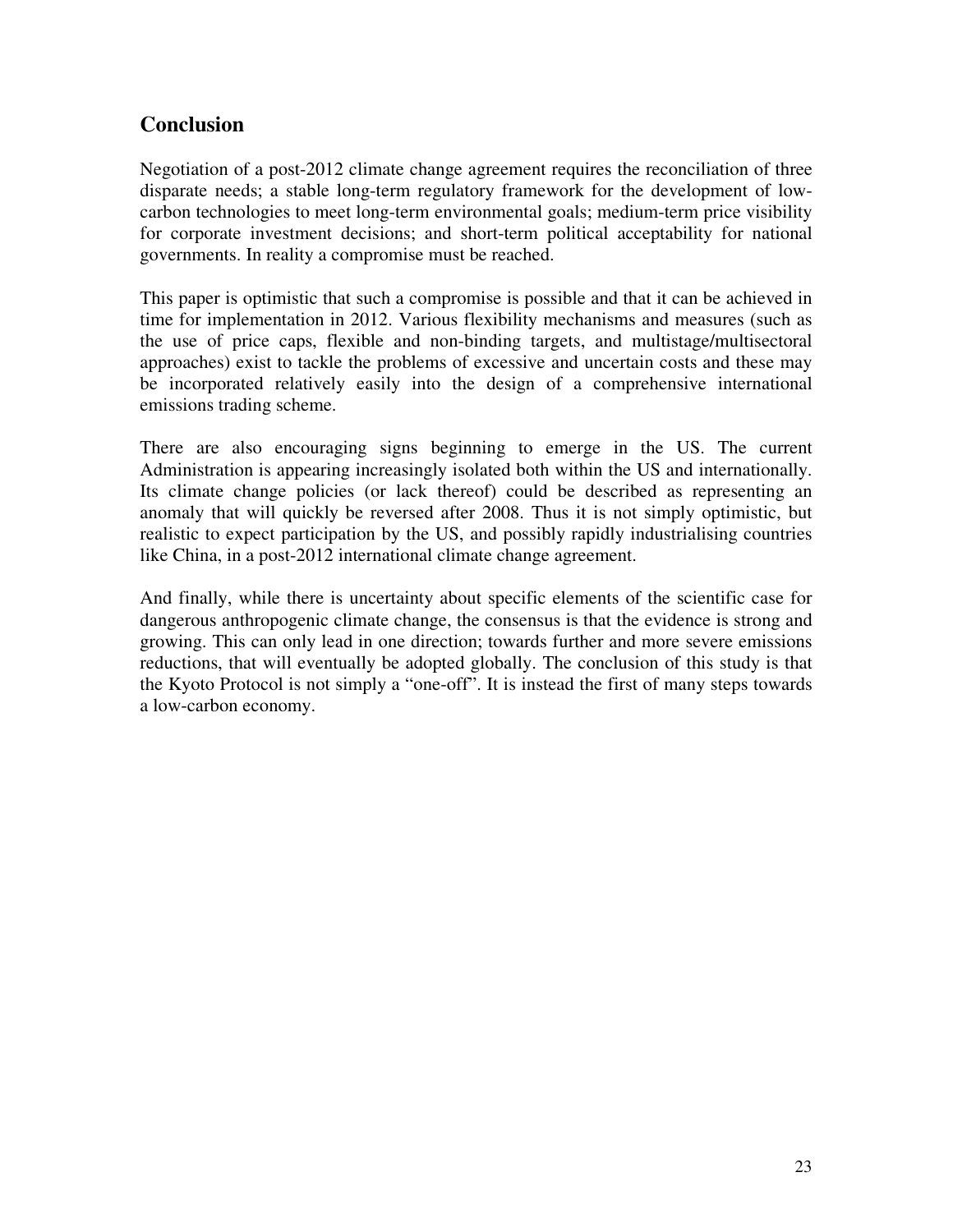## Conclusion

Negotiation of a post-2012 climate change agreement requires the reconciliation of three disparate needs; a stable long-term regulatory framework for the development of low-carbon technologies to meet long-term environmental goals; medium-term price visibility for corporate investment decisions; and short-term political acceptability for national governments. In reality a compromise must be reached.

This paper is optimistic that such a compromise is possible and that it can be achieved in time for implementation in 2012. Various flexibility mechanisms and measures (such as the use of price caps, flexible and non-binding targets, and multistage/multisectoral approaches) exist to tackle the problems of excessive and uncertain costs and these may be incorporated relatively easily into the design of a comprehensive international emissions trading scheme.

There are also encouraging signs beginning to emerge in the US. The current Administration is appearing increasingly isolated both within the US and internationally. Its climate change policies (or lack thereof) could be described as representing an anomaly that will quickly be reversed after 2008. Thus it is not simply optimistic, but realistic to expect participation by the US, and possibly rapidly industrialising countries like China, in a post-2012 international climate change agreement.

And finally, while there is uncertainty about specific elements of the scientific case for dangerous anthropogenic climate change, the consensus is that the evidence is strong and growing. This can only lead in one direction; towards further and more severe emissions reductions, that will eventually be adopted globally. The conclusion of this study is that the Kyoto Protocol is not simply a "one-off". It is instead the first of many steps towards a low-carbon economy.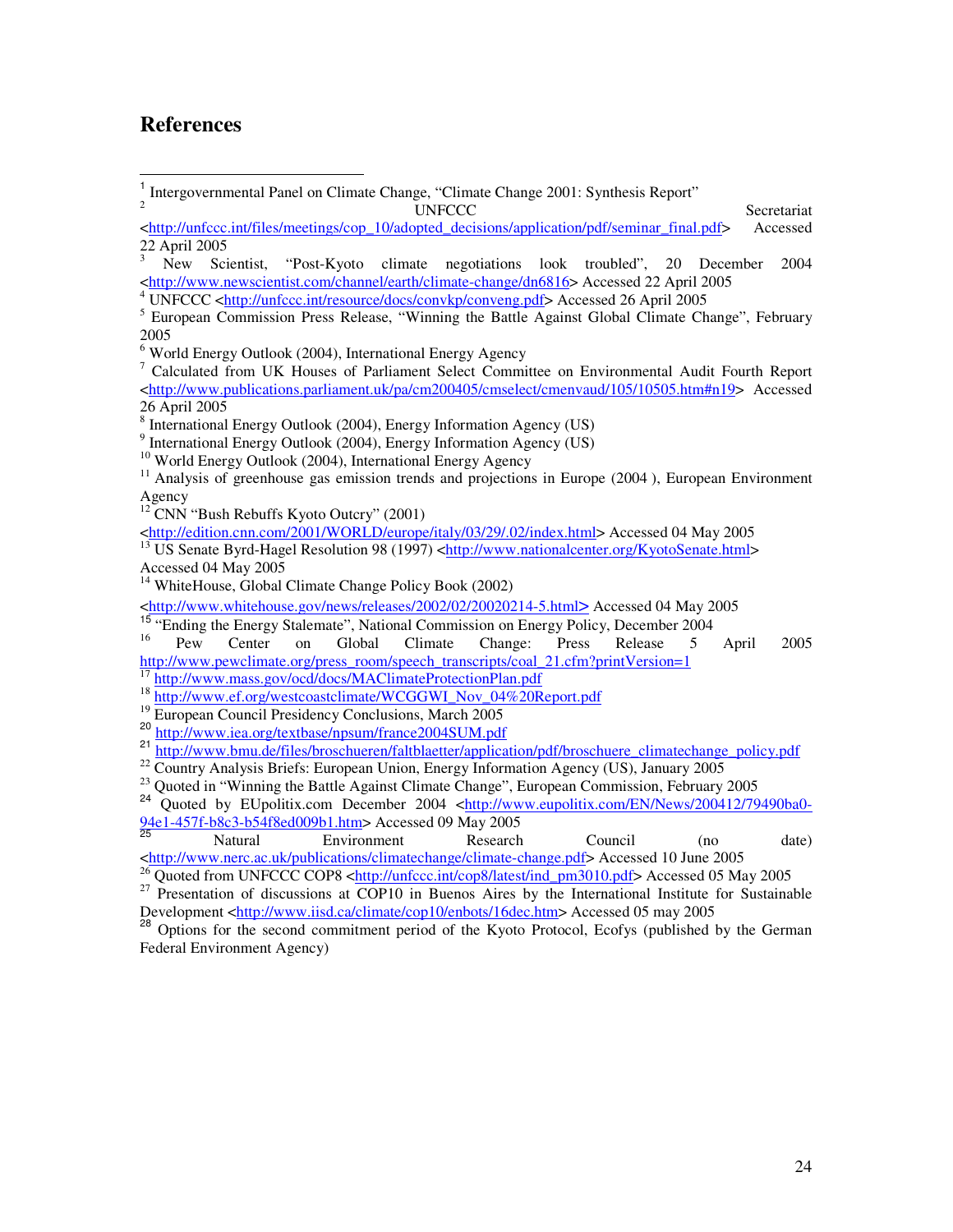## References

[1] Intergovernmental Panel on Climate Change, "Climate Change 2001: Synthesis Report"

[2] UNFCCC Secretariat <http://unfccc.int/files/meetings/cop_10/adopted_decisions/application/pdf/seminar_final.pdf> Accessed 22 April 2005

[3] New Scientist, "Post-Kyoto climate negotiations look troubled", 20 December 2004 <http://www.newscientist.com/channel/earth/climate-change/dn6816> Accessed 22 April 2005

[4] UNFCCC <http://unfccc.int/resource/docs/convkp/conveng.pdf> Accessed 26 April 2005

[5] European Commission Press Release, "Winning the Battle Against Global Climate Change", February 2005

[6] World Energy Outlook (2004), International Energy Agency

[7] Calculated from UK Houses of Parliament Select Committee on Environmental Audit Fourth Report <http://www.publications.parliament.uk/pa/cm200405/cmselect/cmenvaud/105/10505.htm#n19> Accessed 26 April 2005

[8] International Energy Outlook (2004), Energy Information Agency (US)

[9] International Energy Outlook (2004), Energy Information Agency (US)

[10] World Energy Outlook (2004), International Energy Agency

[11] Analysis of greenhouse gas emission trends and projections in Europe (2004 ), European Environment Agency

[12] CNN "Bush Rebuffs Kyoto Outcry" (2001) <http://edition.cnn.com/2001/WORLD/europe/italy/03/29/.02/index.html> Accessed 04 May 2005

[13] US Senate Byrd-Hagel Resolution 98 (1997) <http://www.nationalcenter.org/KyotoSenate.html> Accessed 04 May 2005

[14] WhiteHouse, Global Climate Change Policy Book (2002) <http://www.whitehouse.gov/news/releases/2002/02/20020214-5.html> Accessed 04 May 2005

[15] "Ending the Energy Stalemate", National Commission on Energy Policy, December 2004

[16] Pew Center on Global Climate Change: Press Release 5 April 2005 http://www.pewclimate.org/press_room/speech_transcripts/coal_21.cfm?printVersion=1

[17] http://www.mass.gov/ocd/docs/MAClimateProtectionPlan.pdf

[18] http://www.ef.org/westcoastclimate/WCGGWI_Nov_04%20Report.pdf

[19] European Council Presidency Conclusions, March 2005

[20] http://www.iea.org/textbase/npsum/france2004SUM.pdf

[21] http://www.bmu.de/files/broschueren/faltblaetter/application/pdf/broschuere_climatechange_policy.pdf

[22] Country Analysis Briefs: European Union, Energy Information Agency (US), January 2005

[23] Quoted in "Winning the Battle Against Climate Change", European Commission, February 2005

[24] Quoted by EUpolitix.com December 2004 <http://www.eupolitix.com/EN/News/200412/79490ba0-94e1-457f-b8c3-b54f8ed009b1.htm> Accessed 09 May 2005

[25] Natural Environment Research Council (no date) <http://www.nerc.ac.uk/publications/climatechange/climate-change.pdf> Accessed 10 June 2005

[26] Quoted from UNFCCC COP8 <http://unfccc.int/cop8/latest/ind_pm3010.pdf> Accessed 05 May 2005

[27] Presentation of discussions at COP10 in Buenos Aires by the International Institute for Sustainable Development <http://www.iisd.ca/climate/cop10/enbots/16dec.htm> Accessed 05 may 2005

[28] Options for the second commitment period of the Kyoto Protocol, Ecofys (published by the German Federal Environment Agency)